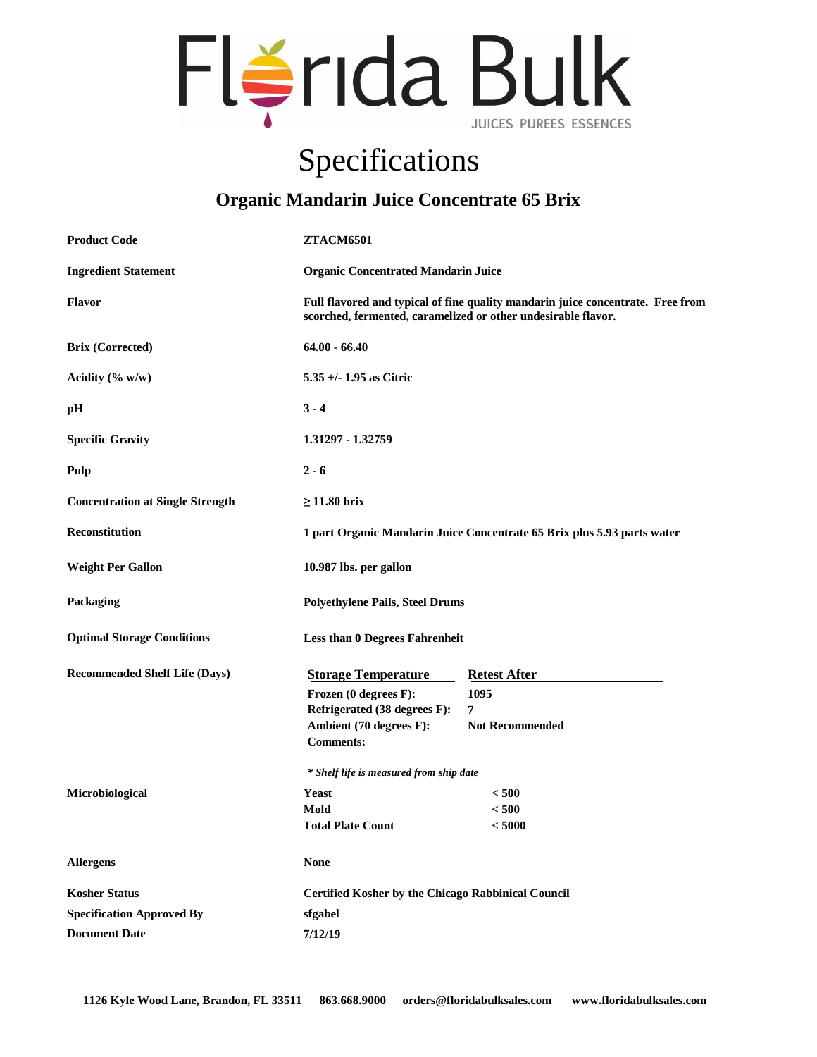# Florida Bulk

JUICES PUREES ESSENCES

# Specifications

## Organic Mandarin Juice Concentrate 65 Brix

**Product Code:** ZTACM6501

**Ingredient Statement:** Organic Concentrated Mandarin Juice

**Flavor:** Full flavored and typical of fine quality mandarin juice concentrate. Free from scorched, fermented, caramelized or other undesirable flavor.

**Brix (Corrected):** 64.00 - 66.40

**Acidity (% w/w):** 5.35 +/- 1.95 as Citric

**pH:** 3 - 4

**Specific Gravity:** 1.31297 - 1.32759

**Pulp:** 2 - 6

**Concentration at Single Strength:** ≥ 11.80 brix

**Reconstitution:** 1 part Organic Mandarin Juice Concentrate 65 Brix plus 5.93 parts water

**Weight Per Gallon:** 10.987 lbs. per gallon

**Packaging:** Polyethylene Pails, Steel Drums

**Optimal Storage Conditions:** Less than 0 Degrees Fahrenheit

**Recommended Shelf Life (Days)**

| Storage Temperature | Retest After |
|---|---|
| Frozen (0 degrees F): | 1095 |
| Refrigerated (38 degrees F): | 7 |
| Ambient (70 degrees F): | Not Recommended |
| Comments: | |

*\* Shelf life is measured from ship date*

**Microbiological**

| | |
|---|---|
| Yeast | < 500 |
| Mold | < 500 |
| Total Plate Count | < 5000 |

**Allergens:** None

**Kosher Status:** Certified Kosher by the Chicago Rabbinical Council

**Specification Approved By:** sfgabel

**Document Date:** 7/12/19

1126 Kyle Wood Lane, Brandon, FL 33511 863.668.9000 orders@floridabulksales.com www.floridabulksales.com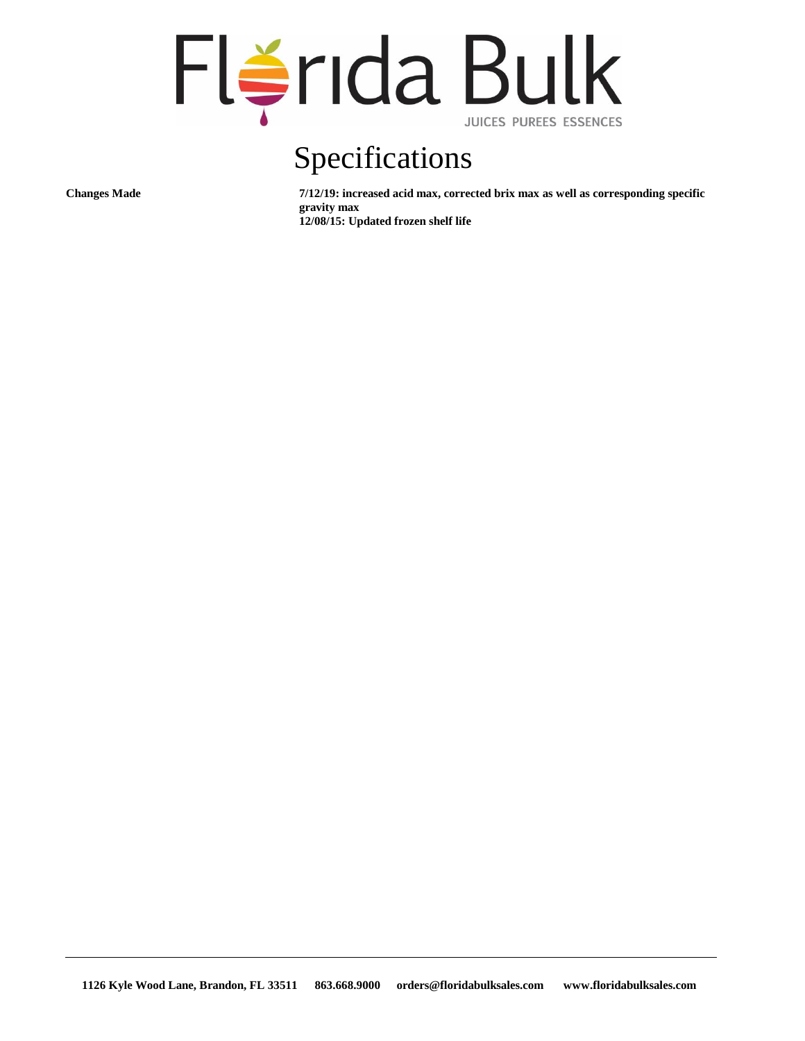Florida Bulk

JUICES PUREES ESSENCES

# Specifications

| | |
|---|---|
| **Changes Made** | **7/12/19: increased acid max, corrected brix max as well as corresponding specific gravity max**<br>**12/08/15: Updated frozen shelf life** |

**1126 Kyle Wood Lane, Brandon, FL 33511 863.668.9000 orders@floridabulksales.com www.floridabulksales.com**